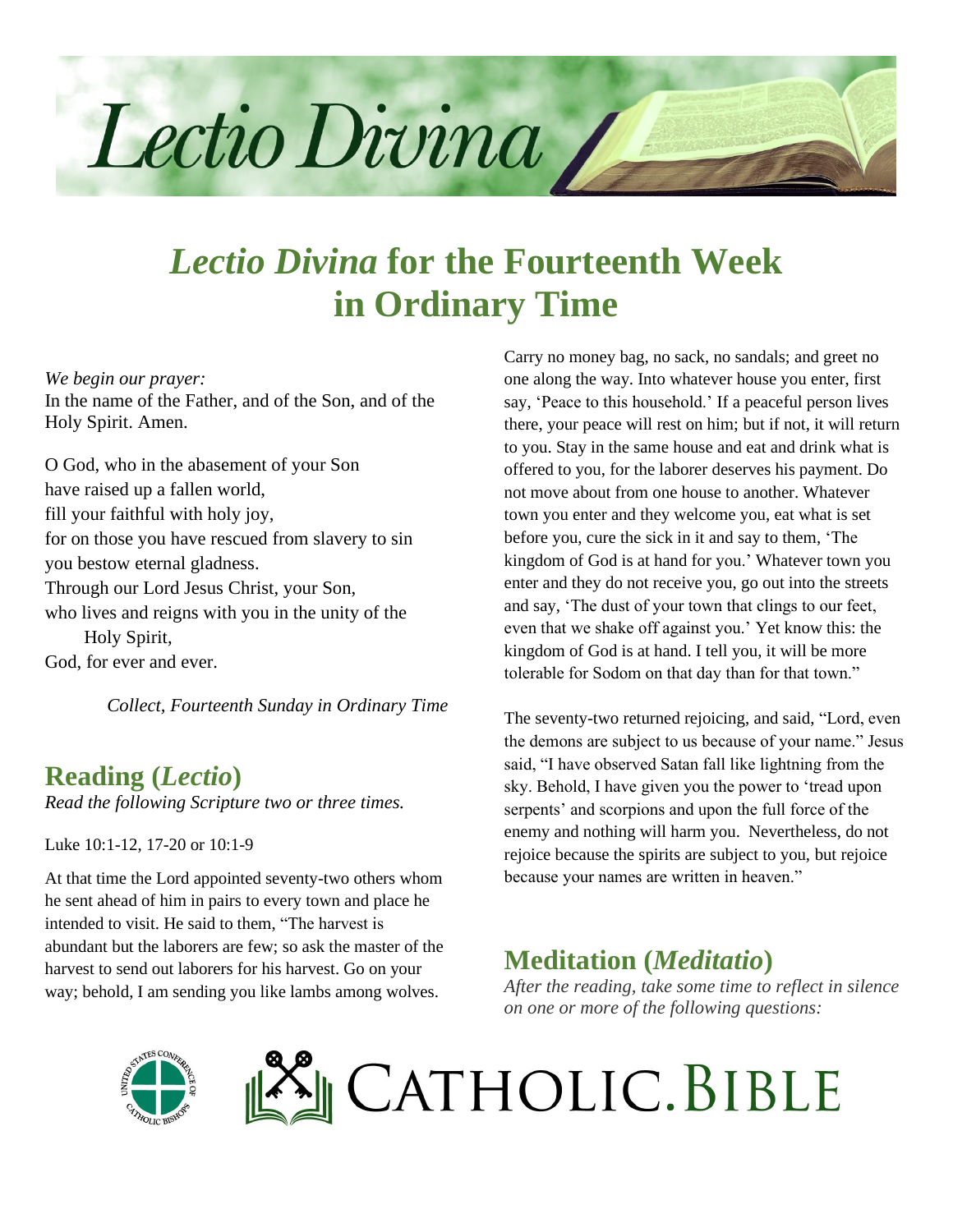# *Lectio Divina* for the Fourteenth Week in Ordinary Time

*We begin our prayer:*
In the name of the Father, and of the Son, and of the Holy Spirit. Amen.

O God, who in the abasement of your Son
have raised up a fallen world,
fill your faithful with holy joy,
for on those you have rescued from slavery to sin
you bestow eternal gladness.
Through our Lord Jesus Christ, your Son,
who lives and reigns with you in the unity of the
Holy Spirit,
God, for ever and ever.

*Collect, Fourteenth Sunday in Ordinary Time*

## Reading (*Lectio*)

*Read the following Scripture two or three times.*

Luke 10:1-12, 17-20 or 10:1-9

At that time the Lord appointed seventy-two others whom he sent ahead of him in pairs to every town and place he intended to visit. He said to them, "The harvest is abundant but the laborers are few; so ask the master of the harvest to send out laborers for his harvest. Go on your way; behold, I am sending you like lambs among wolves. Carry no money bag, no sack, no sandals; and greet no one along the way. Into whatever house you enter, first say, 'Peace to this household.' If a peaceful person lives there, your peace will rest on him; but if not, it will return to you. Stay in the same house and eat and drink what is offered to you, for the laborer deserves his payment. Do not move about from one house to another. Whatever town you enter and they welcome you, eat what is set before you, cure the sick in it and say to them, 'The kingdom of God is at hand for you.' Whatever town you enter and they do not receive you, go out into the streets and say, 'The dust of your town that clings to our feet, even that we shake off against you.' Yet know this: the kingdom of God is at hand. I tell you, it will be more tolerable for Sodom on that day than for that town."

The seventy-two returned rejoicing, and said, "Lord, even the demons are subject to us because of your name." Jesus said, "I have observed Satan fall like lightning from the sky. Behold, I have given you the power to 'tread upon serpents' and scorpions and upon the full force of the enemy and nothing will harm you. Nevertheless, do not rejoice because the spirits are subject to you, but rejoice because your names are written in heaven."

## Meditation (*Meditatio*)

*After the reading, take some time to reflect in silence on one or more of the following questions:*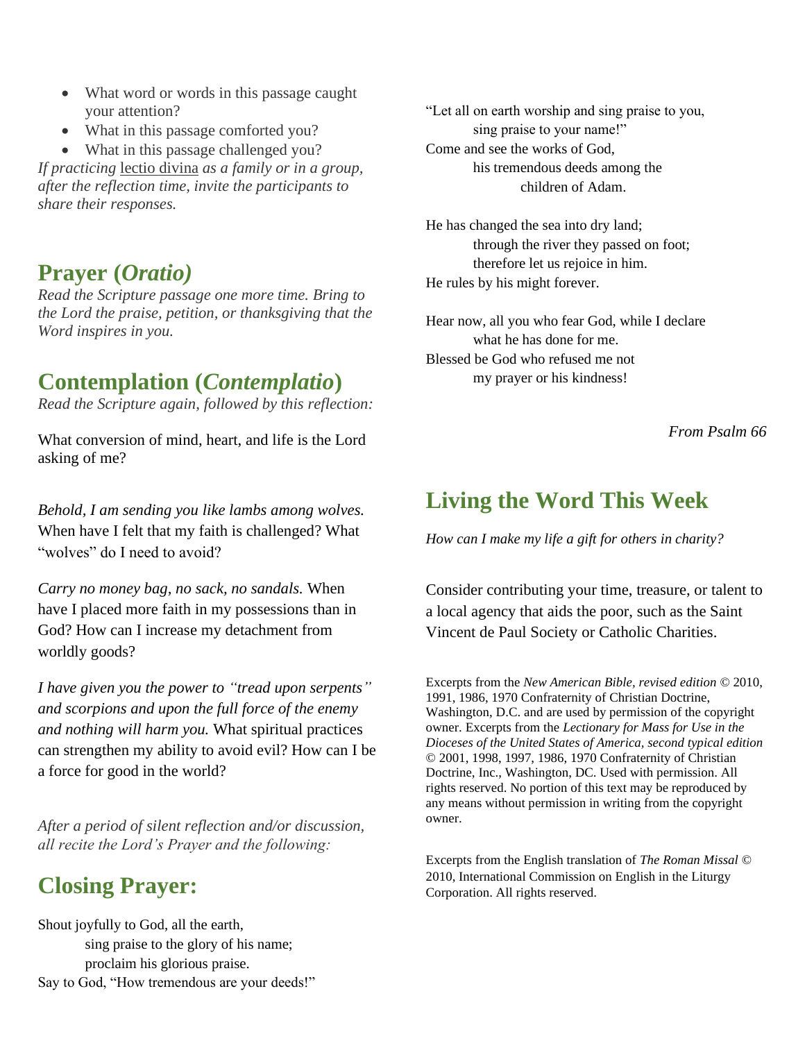- What word or words in this passage caught your attention?
- What in this passage comforted you?
- What in this passage challenged you?

*If practicing* lectio divina *as a family or in a group, after the reflection time, invite the participants to share their responses.*

## Prayer (*Oratio*)

*Read the Scripture passage one more time. Bring to the Lord the praise, petition, or thanksgiving that the Word inspires in you.*

## Contemplation (*Contemplatio*)

*Read the Scripture again, followed by this reflection:*

What conversion of mind, heart, and life is the Lord asking of me?

*Behold, I am sending you like lambs among wolves.* When have I felt that my faith is challenged? What "wolves" do I need to avoid?

*Carry no money bag, no sack, no sandals.* When have I placed more faith in my possessions than in God? How can I increase my detachment from worldly goods?

*I have given you the power to "tread upon serpents" and scorpions and upon the full force of the enemy and nothing will harm you.* What spiritual practices can strengthen my ability to avoid evil? How can I be a force for good in the world?

*After a period of silent reflection and/or discussion, all recite the Lord's Prayer and the following:*

## Closing Prayer:

Shout joyfully to God, all the earth,
sing praise to the glory of his name;
proclaim his glorious praise.
Say to God, "How tremendous are your deeds!"

"Let all on earth worship and sing praise to you,
sing praise to your name!"
Come and see the works of God,
his tremendous deeds among the
children of Adam.

He has changed the sea into dry land;
through the river they passed on foot;
therefore let us rejoice in him.
He rules by his might forever.

Hear now, all you who fear God, while I declare
what he has done for me.
Blessed be God who refused me not
my prayer or his kindness!

*From Psalm 66*

## Living the Word This Week

*How can I make my life a gift for others in charity?*

Consider contributing your time, treasure, or talent to a local agency that aids the poor, such as the Saint Vincent de Paul Society or Catholic Charities.

Excerpts from the *New American Bible, revised edition* © 2010, 1991, 1986, 1970 Confraternity of Christian Doctrine, Washington, D.C. and are used by permission of the copyright owner. Excerpts from the *Lectionary for Mass for Use in the Dioceses of the United States of America, second typical edition* © 2001, 1998, 1997, 1986, 1970 Confraternity of Christian Doctrine, Inc., Washington, DC. Used with permission. All rights reserved. No portion of this text may be reproduced by any means without permission in writing from the copyright owner.

Excerpts from the English translation of *The Roman Missal* © 2010, International Commission on English in the Liturgy Corporation. All rights reserved.